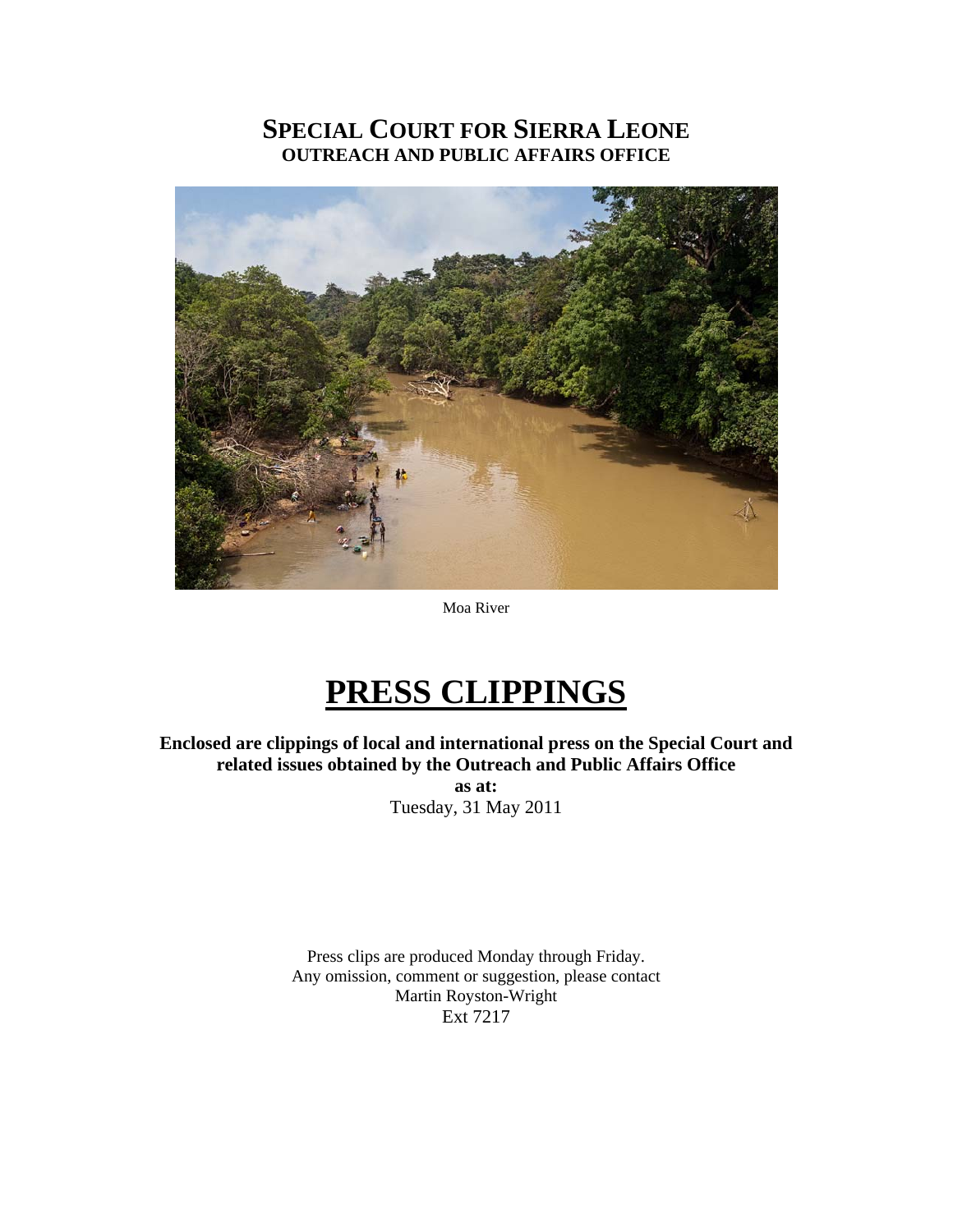# SPECIAL COURT FOR SIERRA LEONE
## OUTREACH AND PUBLIC AFFAIRS OFFICE

Moa River

# PRESS CLIPPINGS

**Enclosed are clippings of local and international press on the Special Court and related issues obtained by the Outreach and Public Affairs Office**

**as at:**

Tuesday, 31 May 2011

Press clips are produced Monday through Friday.
Any omission, comment or suggestion, please contact
Martin Royston-Wright
Ext 7217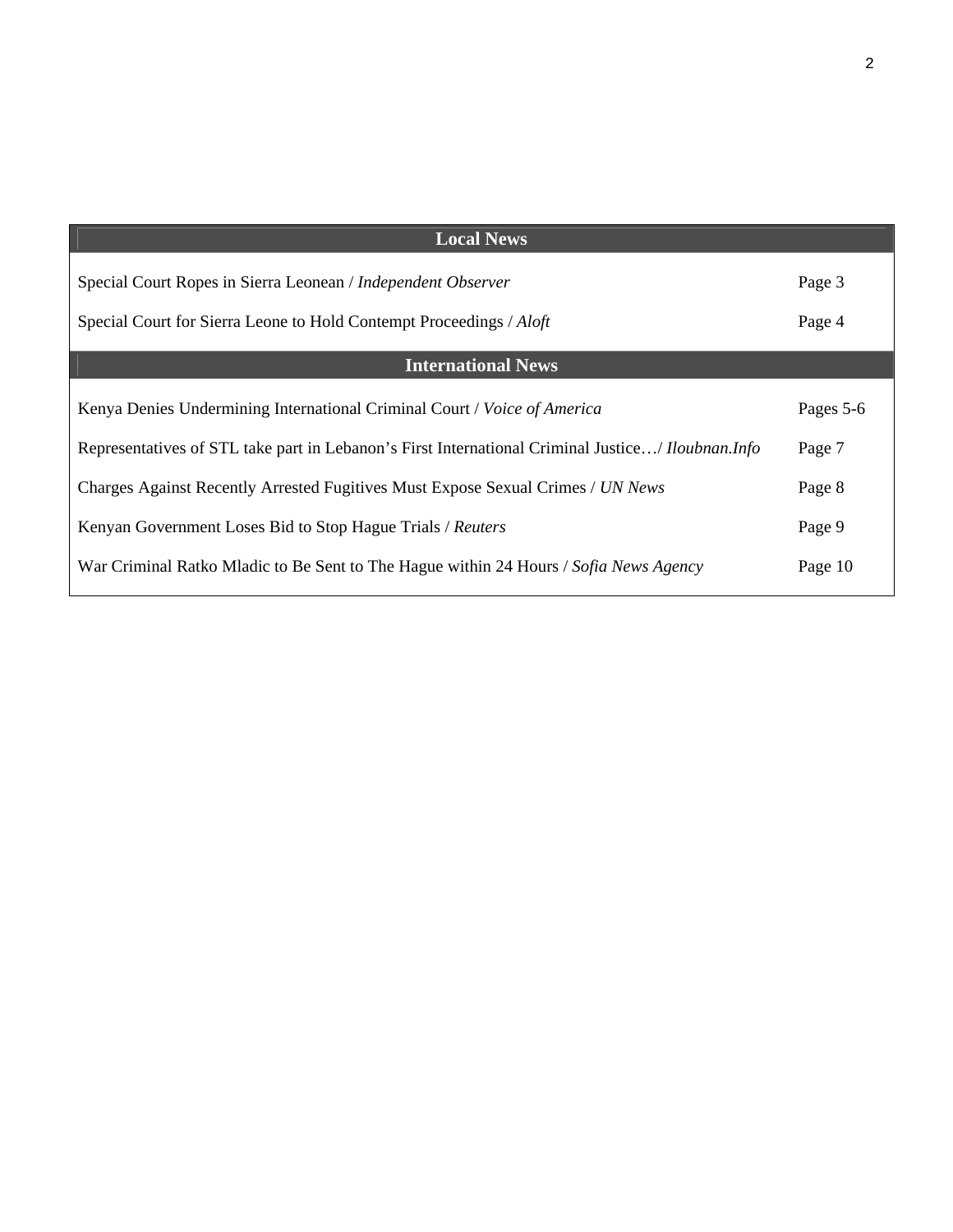## Local News

| | |
|---|---|
| Special Court Ropes in Sierra Leonean / *Independent Observer* | Page 3 |
| Special Court for Sierra Leone to Hold Contempt Proceedings / *Aloft* | Page 4 |

## International News

| | |
|---|---|
| Kenya Denies Undermining International Criminal Court / *Voice of America* | Pages 5-6 |
| Representatives of STL take part in Lebanon's First International Criminal Justice…/ *Iloubnan.Info* | Page 7 |
| Charges Against Recently Arrested Fugitives Must Expose Sexual Crimes / *UN News* | Page 8 |
| Kenyan Government Loses Bid to Stop Hague Trials / *Reuters* | Page 9 |
| War Criminal Ratko Mladic to Be Sent to The Hague within 24 Hours / *Sofia News Agency* | Page 10 |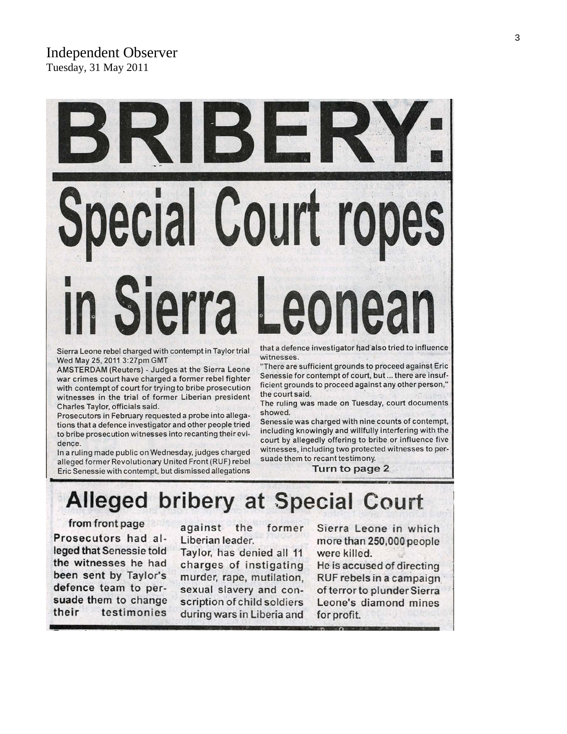Independent Observer
Tuesday, 31 May 2011

# BRIBERY:

# Special Court ropes in Sierra Leonean

Sierra Leone rebel charged with contempt in Taylor trial
Wed May 25, 2011 3:27pm GMT

AMSTERDAM (Reuters) - Judges at the Sierra Leone war crimes court have charged a former rebel fighter with contempt of court for trying to bribe prosecution witnesses in the trial of former Liberian president Charles Taylor, officials said.

Prosecutors in February requested a probe into allegations that a defence investigator and other people tried to bribe prosecution witnesses into recanting their evidence.

In a ruling made public on Wednesday, judges charged alleged former Revolutionary United Front (RUF) rebel Eric Senessie with contempt, but dismissed allegations that a defence investigator had also tried to influence witnesses.

"There are sufficient grounds to proceed against Eric Senessie for contempt of court, but ... there are insufficient grounds to proceed against any other person," the court said.

The ruling was made on Tuesday, court documents showed.

Senessie was charged with nine counts of contempt, including knowingly and willfully interfering with the court by allegedly offering to bribe or influence five witnesses, including two protected witnesses to persuade them to recant testimony.

**Turn to page 2**

## Alleged bribery at Special Court

**from front page**

**Prosecutors had alleged that Senessie told the witnesses he had been sent by Taylor's defence team to persuade them to change their testimonies** against the former Liberian leader.

Taylor, has denied all 11 charges of instigating murder, rape, mutilation, sexual slavery and conscription of child soldiers during wars in Liberia and Sierra Leone in which more than 250,000 people were killed.

He is accused of directing RUF rebels in a campaign of terror to plunder Sierra Leone's diamond mines for profit.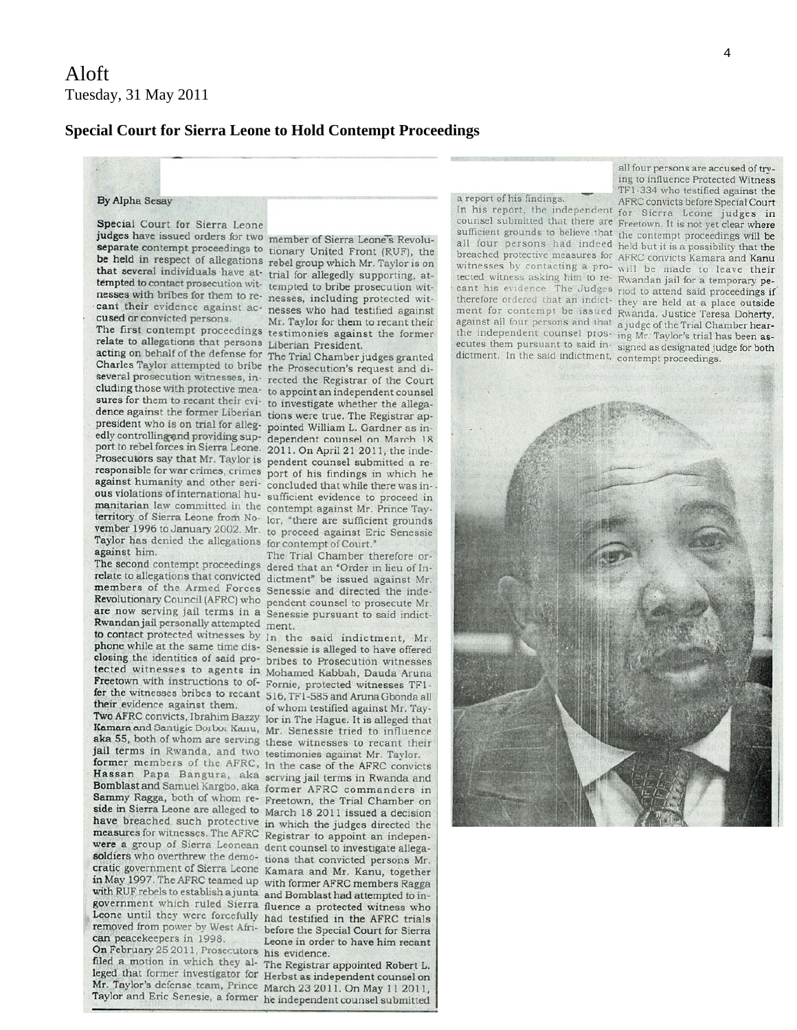# Aloft

Tuesday, 31 May 2011

## Special Court for Sierra Leone to Hold Contempt Proceedings

By Alpha Sesay

Special Court for Sierra Leone judges have issued orders for two separate contempt proceedings to be held in respect of allegations that several individuals have attempted to contact prosecution witnesses with bribes for them to recant their evidence against accused or convicted persons.

The first contempt proceedings relate to allegations that persons acting on behalf of the defense for Charles Taylor attempted to bribe several prosecution witnesses, including those with protective measures for them to recant their evidence against the former Liberian president who is on trial for allegedly controlling and providing support to rebel forces in Sierra Leone. Prosecutors say that Mr. Taylor is responsible for war crimes, crimes against humanity and other serious violations of international humanitarian law committed in the territory of Sierra Leone from November 1996 to January 2002. Mr. Taylor has denied the allegations against him.

The second contempt proceedings relate to allegations that convicted members of the Armed Forces Revolutionary Council (AFRC) who are now serving jail terms in a Rwandan jail personally attempted to contact protected witnesses by phone while at the same time disclosing the identities of said protected witnesses to agents in Freetown with instructions to offer the witnesses bribes to recant their evidence against them.

Two AFRC convicts, Ibrahim Bazzy Kamara and Santigie Borbor Kanu, aka 55, both of whom are serving jail terms in Rwanda, and two former members of the AFRC, Hassan Papa Bangura, aka Bomblast and Samuel Kargbo, aka Sammy Ragga, both of whom reside in Sierra Leone are alleged to have breached such protective measures for witnesses. The AFRC were a group of Sierra Leonean soldiers who overthrew the democratic government of Sierra Leone in May 1997. The AFRC teamed up with RUF rebels to establish a junta government which ruled Sierra Leone until they were forcefully removed from power by West African peacekeepers in 1998.

On February 25 2011, Prosecutors filed a motion in which they alleged that former investigator for Mr. Taylor's defense team, Prince Taylor and Eric Senesie, a former member of Sierra Leone's Revolutionary United Front (RUF), the rebel group which Mr. Taylor is on trial for allegedly supporting, attempted to bribe prosecution witnesses, including protected witnesses who had testified against Mr. Taylor for them to recant their testimonies against the former Liberian President.

The Trial Chamber judges granted the Prosecution's request and directed the Registrar of the Court to appoint an independent counsel to investigate whether the allegations were true. The Registrar appointed William L. Gardner as independent counsel on March 18 2011. On April 21 2011, the independent counsel submitted a report of his findings in which he concluded that while there was insufficient evidence to proceed in contempt against Mr. Prince Taylor, "there are sufficient grounds to proceed against Eric Senessie for contempt of Court."

The Trial Chamber therefore ordered that an "Order in lieu of Indictment" be issued against Mr. Senessie and directed the independent counsel to prosecute Mr. Senessie pursuant to said indictment.

In the said indictment, Mr. Senessie is alleged to have offered bribes to Prosecution witnesses Mohamed Kabbah, Dauda Aruna Fornie, protected witnesses TF1-516, TF1-585 and Aruna Gbonda all of whom testified against Mr. Taylor in The Hague. It is alleged that Mr. Senessie tried to influence these witnesses to recant their testimonies against Mr. Taylor.

In the case of the AFRC convicts serving jail terms in Rwanda and former AFRC commanders in Freetown, the Trial Chamber on March 18 2011 issued a decision in which the judges directed the Registrar to appoint an independent counsel to investigate allegations that convicted persons Mr. Kamara and Mr. Kanu, together with former AFRC members Ragga and Bomblast had attempted to influence a protected witness who had testified in the AFRC trials before the Special Court for Sierra Leone in order to have him recant his evidence.

The Registrar appointed Robert L. Herbst as independent counsel on March 23 2011. On May 11 2011, he independent counsel submitted a report of his findings.

In his report, the independent counsel submitted that there are sufficient grounds to believe that all four persons had indeed breached protective measures for witnesses by contacting a protected witness asking him to recant his evidence. The Judges therefore ordered that an indictment for contempt be issued against all four persons and that the independent counsel prosecutes them pursuant to said indictment. In the said indictment, all four persons are accused of trying to influence Protected Witness TF1-334 who testified against the AFRC convicts before Special Court for Sierra Leone judges in Freetown. It is not yet clear where the contempt proceedings will be held but it is a possibility that the AFRC convicts Kamara and Kanu will be made to leave their Rwandan jail for a temporary period to attend said proceedings if they are held at a place outside Rwanda. Justice Teresa Doherty, a judge of the Trial Chamber hearing Mr. Taylor's trial has been assigned as designated judge for both contempt proceedings.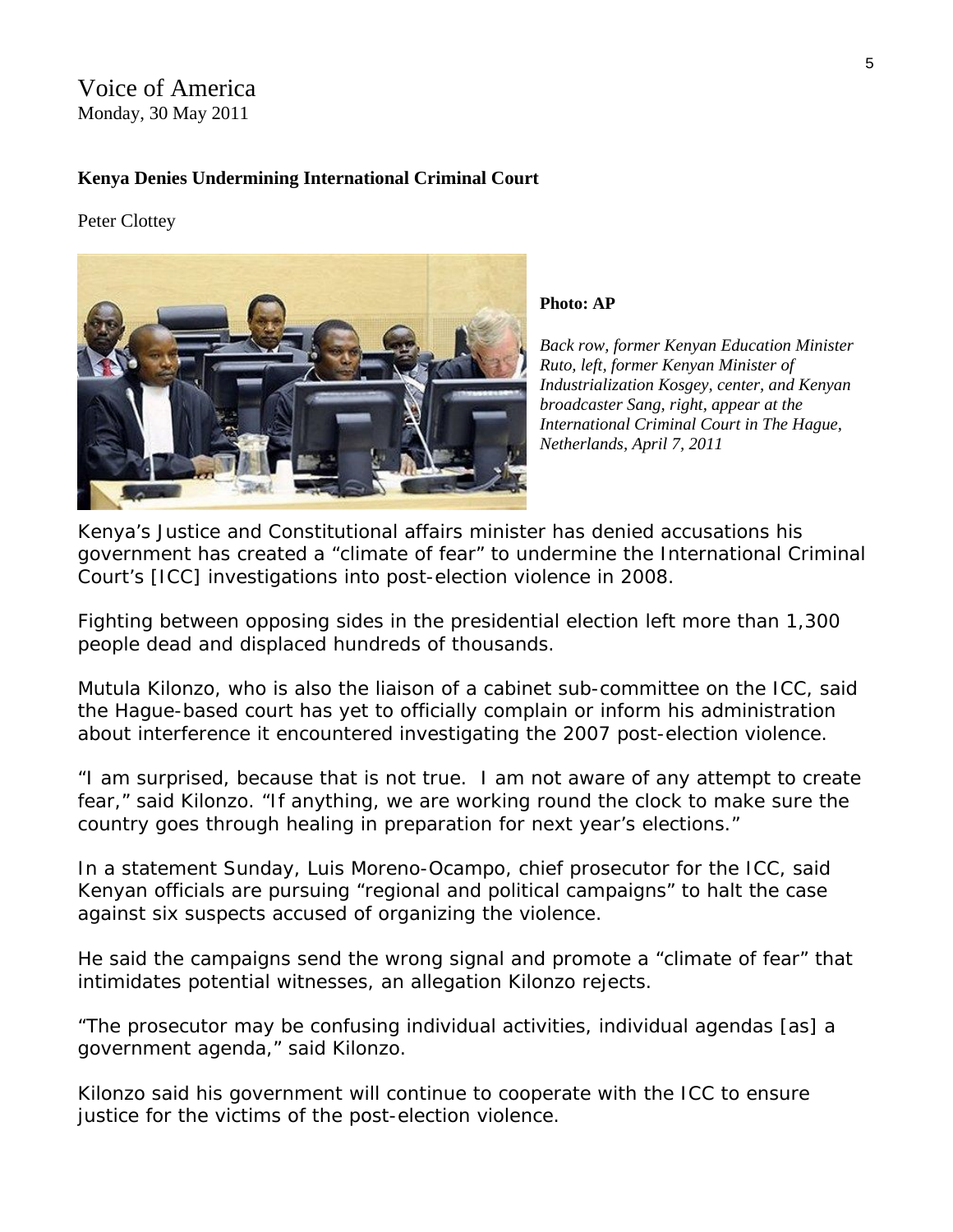Voice of America
Monday, 30 May 2011

**Kenya Denies Undermining International Criminal Court**

Peter Clottey

**Photo: AP**

*Back row, former Kenyan Education Minister Ruto, left, former Kenyan Minister of Industrialization Kosgey, center, and Kenyan broadcaster Sang, right, appear at the International Criminal Court in The Hague, Netherlands, April 7, 2011*

Kenya's Justice and Constitutional affairs minister has denied accusations his government has created a "climate of fear" to undermine the International Criminal Court's [ICC] investigations into post-election violence in 2008.

Fighting between opposing sides in the presidential election left more than 1,300 people dead and displaced hundreds of thousands.

Mutula Kilonzo, who is also the liaison of a cabinet sub-committee on the ICC, said the Hague-based court has yet to officially complain or inform his administration about interference it encountered investigating the 2007 post-election violence.

"I am surprised, because that is not true. I am not aware of any attempt to create fear," said Kilonzo. "If anything, we are working round the clock to make sure the country goes through healing in preparation for next year's elections."

In a statement Sunday, Luis Moreno-Ocampo, chief prosecutor for the ICC, said Kenyan officials are pursuing "regional and political campaigns" to halt the case against six suspects accused of organizing the violence.

He said the campaigns send the wrong signal and promote a "climate of fear" that intimidates potential witnesses, an allegation Kilonzo rejects.

"The prosecutor may be confusing individual activities, individual agendas [as] a government agenda," said Kilonzo.

Kilonzo said his government will continue to cooperate with the ICC to ensure justice for the victims of the post-election violence.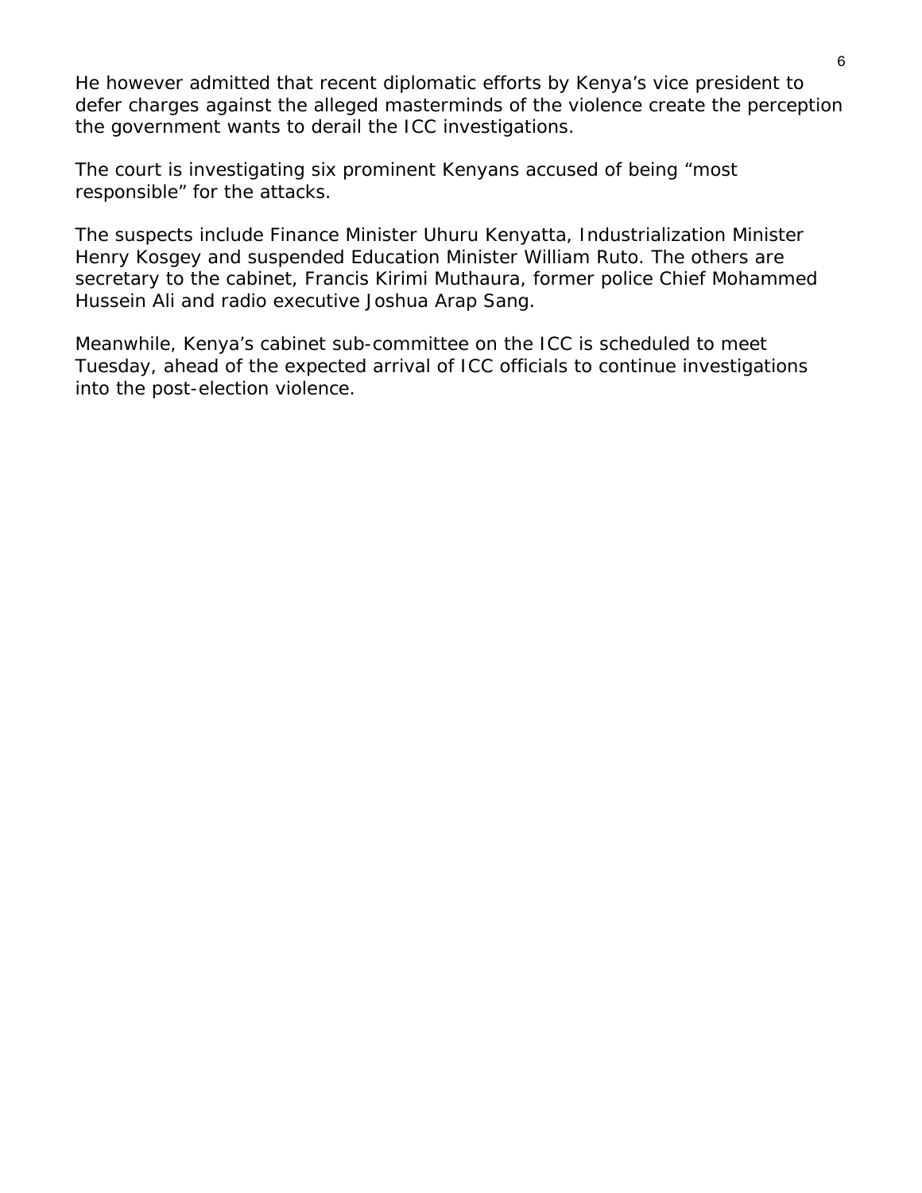He however admitted that recent diplomatic efforts by Kenya's vice president to defer charges against the alleged masterminds of the violence create the perception the government wants to derail the ICC investigations.

The court is investigating six prominent Kenyans accused of being "most responsible" for the attacks.

The suspects include Finance Minister Uhuru Kenyatta, Industrialization Minister Henry Kosgey and suspended Education Minister William Ruto. The others are secretary to the cabinet, Francis Kirimi Muthaura, former police Chief Mohammed Hussein Ali and radio executive Joshua Arap Sang.

Meanwhile, Kenya's cabinet sub-committee on the ICC is scheduled to meet Tuesday, ahead of the expected arrival of ICC officials to continue investigations into the post-election violence.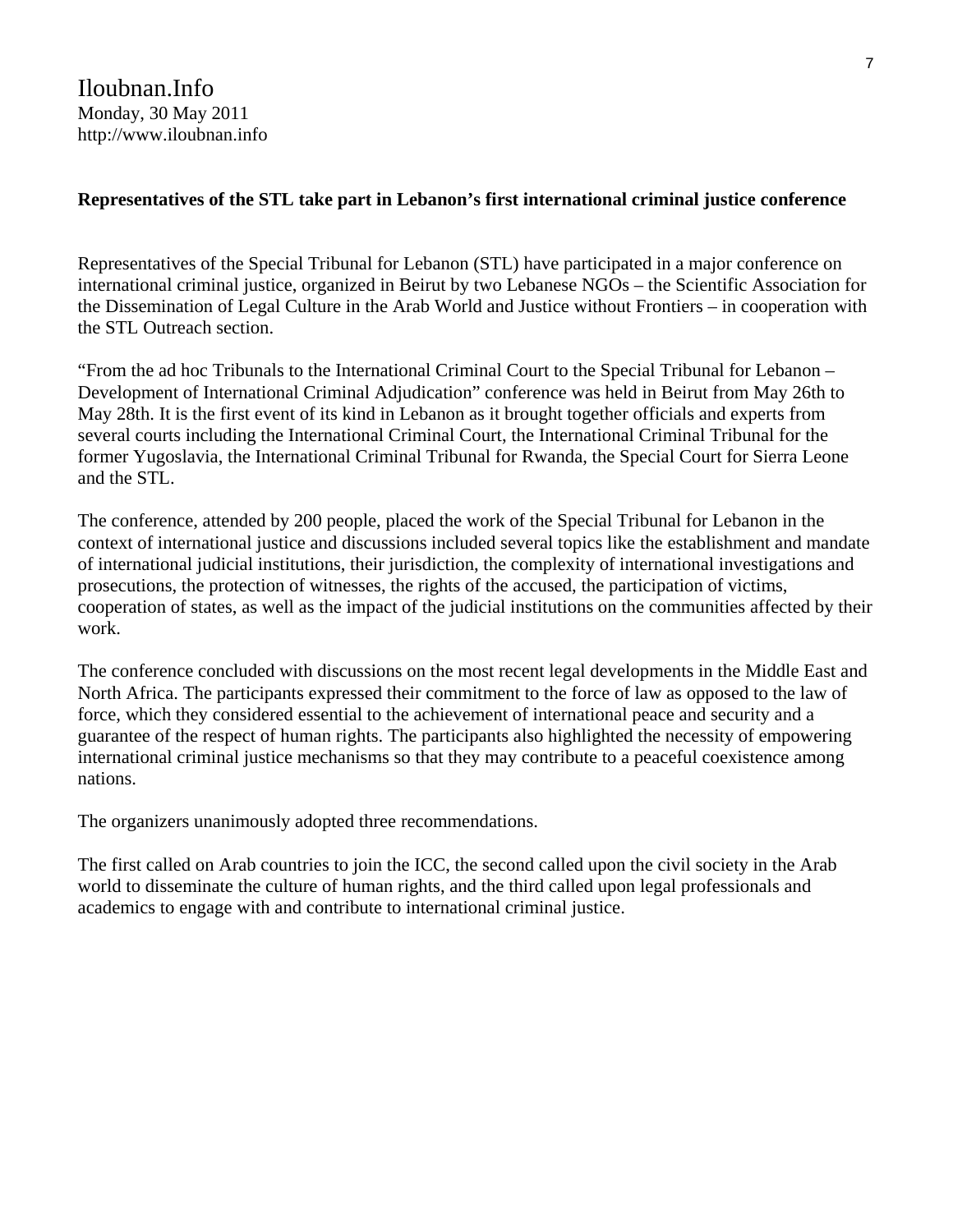Iloubnan.Info
Monday, 30 May 2011
http://www.iloubnan.info

**Representatives of the STL take part in Lebanon's first international criminal justice conference**

Representatives of the Special Tribunal for Lebanon (STL) have participated in a major conference on international criminal justice, organized in Beirut by two Lebanese NGOs – the Scientific Association for the Dissemination of Legal Culture in the Arab World and Justice without Frontiers – in cooperation with the STL Outreach section.

"From the ad hoc Tribunals to the International Criminal Court to the Special Tribunal for Lebanon – Development of International Criminal Adjudication" conference was held in Beirut from May 26th to May 28th. It is the first event of its kind in Lebanon as it brought together officials and experts from several courts including the International Criminal Court, the International Criminal Tribunal for the former Yugoslavia, the International Criminal Tribunal for Rwanda, the Special Court for Sierra Leone and the STL.

The conference, attended by 200 people, placed the work of the Special Tribunal for Lebanon in the context of international justice and discussions included several topics like the establishment and mandate of international judicial institutions, their jurisdiction, the complexity of international investigations and prosecutions, the protection of witnesses, the rights of the accused, the participation of victims, cooperation of states, as well as the impact of the judicial institutions on the communities affected by their work.

The conference concluded with discussions on the most recent legal developments in the Middle East and North Africa. The participants expressed their commitment to the force of law as opposed to the law of force, which they considered essential to the achievement of international peace and security and a guarantee of the respect of human rights. The participants also highlighted the necessity of empowering international criminal justice mechanisms so that they may contribute to a peaceful coexistence among nations.

The organizers unanimously adopted three recommendations.

The first called on Arab countries to join the ICC, the second called upon the civil society in the Arab world to disseminate the culture of human rights, and the third called upon legal professionals and academics to engage with and contribute to international criminal justice.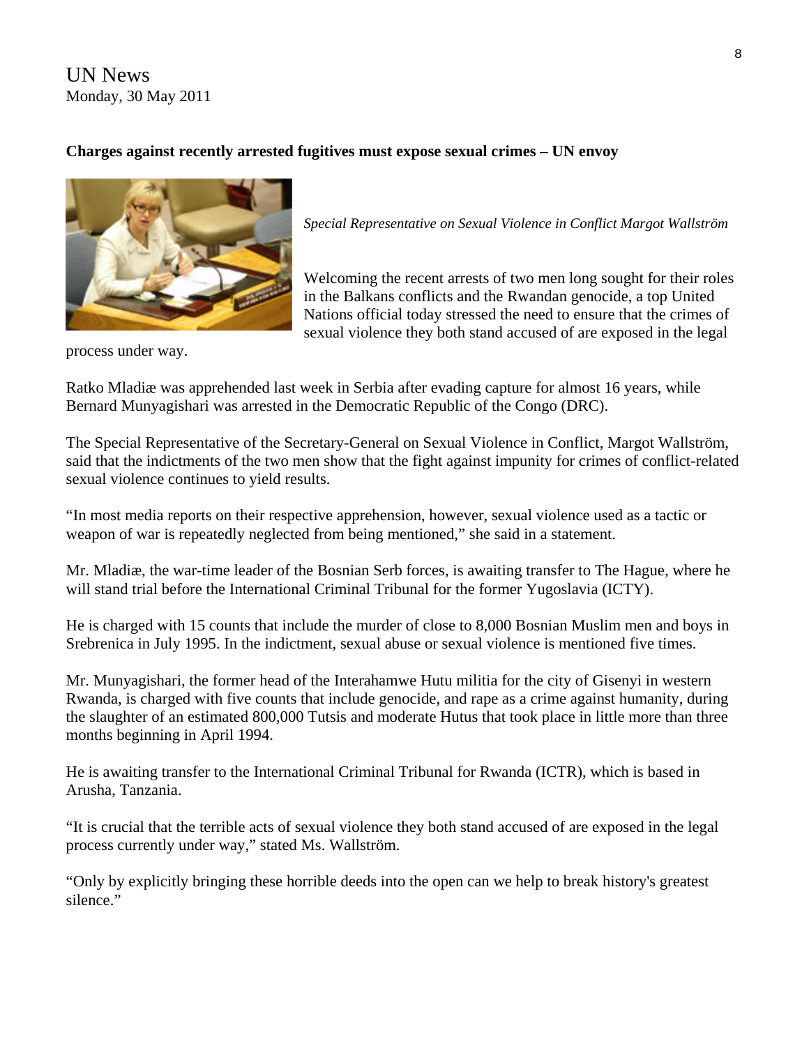UN News
Monday, 30 May 2011

**Charges against recently arrested fugitives must expose sexual crimes – UN envoy**

*Special Representative on Sexual Violence in Conflict Margot Wallström*

Welcoming the recent arrests of two men long sought for their roles in the Balkans conflicts and the Rwandan genocide, a top United Nations official today stressed the need to ensure that the crimes of sexual violence they both stand accused of are exposed in the legal process under way.

Ratko Mladiæ was apprehended last week in Serbia after evading capture for almost 16 years, while Bernard Munyagishari was arrested in the Democratic Republic of the Congo (DRC).

The Special Representative of the Secretary-General on Sexual Violence in Conflict, Margot Wallström, said that the indictments of the two men show that the fight against impunity for crimes of conflict-related sexual violence continues to yield results.

"In most media reports on their respective apprehension, however, sexual violence used as a tactic or weapon of war is repeatedly neglected from being mentioned," she said in a statement.

Mr. Mladiæ, the war-time leader of the Bosnian Serb forces, is awaiting transfer to The Hague, where he will stand trial before the International Criminal Tribunal for the former Yugoslavia (ICTY).

He is charged with 15 counts that include the murder of close to 8,000 Bosnian Muslim men and boys in Srebrenica in July 1995. In the indictment, sexual abuse or sexual violence is mentioned five times.

Mr. Munyagishari, the former head of the Interahamwe Hutu militia for the city of Gisenyi in western Rwanda, is charged with five counts that include genocide, and rape as a crime against humanity, during the slaughter of an estimated 800,000 Tutsis and moderate Hutus that took place in little more than three months beginning in April 1994.

He is awaiting transfer to the International Criminal Tribunal for Rwanda (ICTR), which is based in Arusha, Tanzania.

"It is crucial that the terrible acts of sexual violence they both stand accused of are exposed in the legal process currently under way," stated Ms. Wallström.

"Only by explicitly bringing these horrible deeds into the open can we help to break history's greatest silence."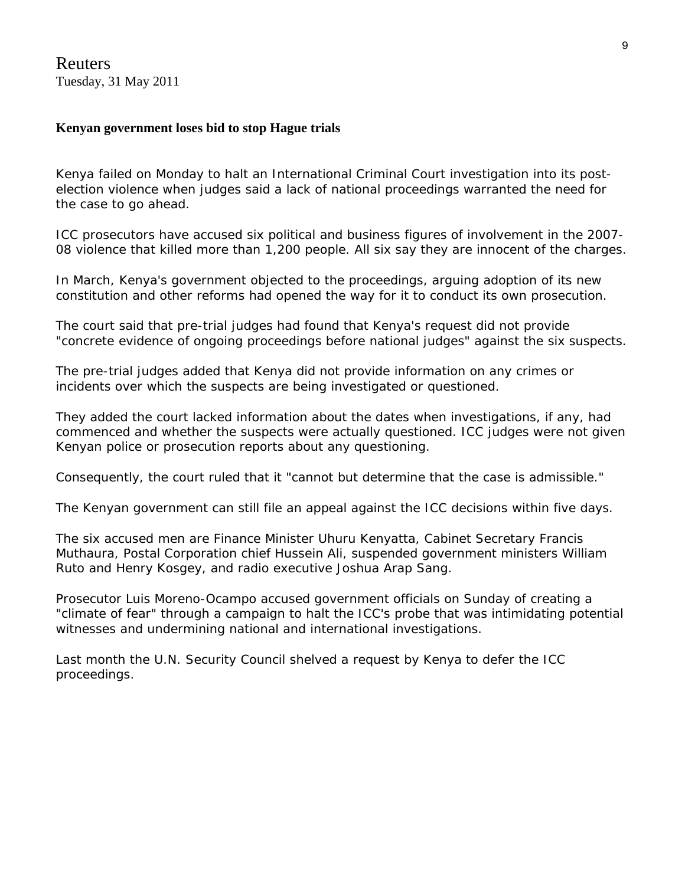Reuters
Tuesday, 31 May 2011

**Kenyan government loses bid to stop Hague trials**

Kenya failed on Monday to halt an International Criminal Court investigation into its post-election violence when judges said a lack of national proceedings warranted the need for the case to go ahead.

ICC prosecutors have accused six political and business figures of involvement in the 2007-08 violence that killed more than 1,200 people. All six say they are innocent of the charges.

In March, Kenya's government objected to the proceedings, arguing adoption of its new constitution and other reforms had opened the way for it to conduct its own prosecution.

The court said that pre-trial judges had found that Kenya's request did not provide "concrete evidence of ongoing proceedings before national judges" against the six suspects.

The pre-trial judges added that Kenya did not provide information on any crimes or incidents over which the suspects are being investigated or questioned.

They added the court lacked information about the dates when investigations, if any, had commenced and whether the suspects were actually questioned. ICC judges were not given Kenyan police or prosecution reports about any questioning.

Consequently, the court ruled that it "cannot but determine that the case is admissible."

The Kenyan government can still file an appeal against the ICC decisions within five days.

The six accused men are Finance Minister Uhuru Kenyatta, Cabinet Secretary Francis Muthaura, Postal Corporation chief Hussein Ali, suspended government ministers William Ruto and Henry Kosgey, and radio executive Joshua Arap Sang.

Prosecutor Luis Moreno-Ocampo accused government officials on Sunday of creating a "climate of fear" through a campaign to halt the ICC's probe that was intimidating potential witnesses and undermining national and international investigations.

Last month the U.N. Security Council shelved a request by Kenya to defer the ICC proceedings.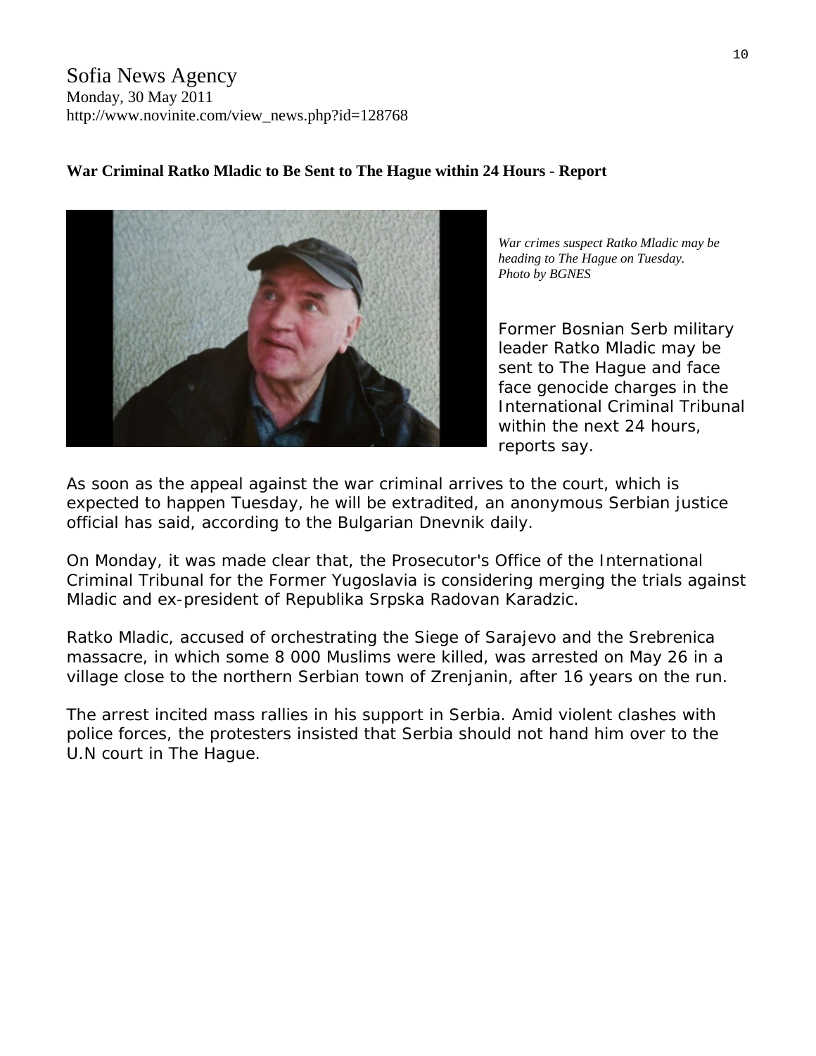Sofia News Agency
Monday, 30 May 2011
http://www.novinite.com/view_news.php?id=128768

**War Criminal Ratko Mladic to Be Sent to The Hague within 24 Hours - Report**

*War crimes suspect Ratko Mladic may be heading to The Hague on Tuesday. Photo by BGNES*

Former Bosnian Serb military leader Ratko Mladic may be sent to The Hague and face face genocide charges in the International Criminal Tribunal within the next 24 hours, reports say.

As soon as the appeal against the war criminal arrives to the court, which is expected to happen Tuesday, he will be extradited, an anonymous Serbian justice official has said, according to the Bulgarian Dnevnik daily.

On Monday, it was made clear that, the Prosecutor's Office of the International Criminal Tribunal for the Former Yugoslavia is considering merging the trials against Mladic and ex-president of Republika Srpska Radovan Karadzic.

Ratko Mladic, accused of orchestrating the Siege of Sarajevo and the Srebrenica massacre, in which some 8 000 Muslims were killed, was arrested on May 26 in a village close to the northern Serbian town of Zrenjanin, after 16 years on the run.

The arrest incited mass rallies in his support in Serbia. Amid violent clashes with police forces, the protesters insisted that Serbia should not hand him over to the U.N court in The Hague.